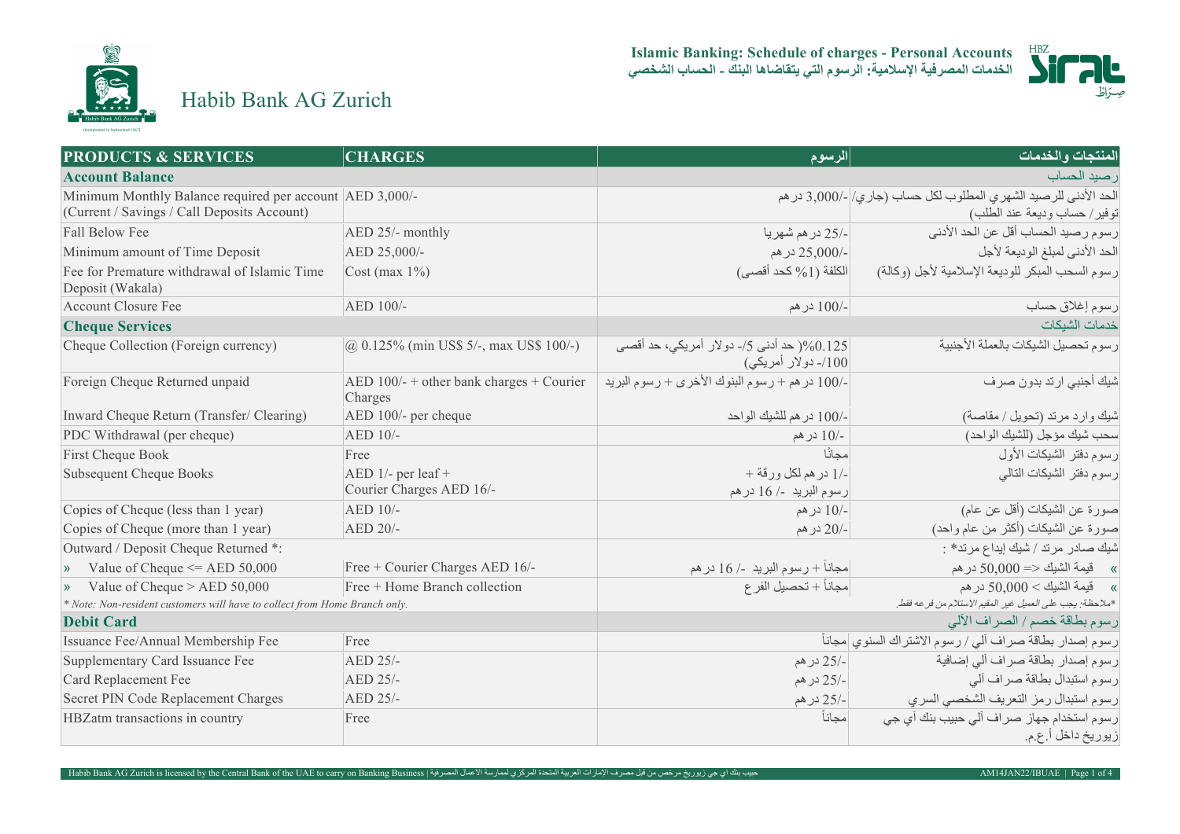# Habib Bank AG Zurich

**Islamic Banking: Schedule of charges - Personal Accounts**
**الخدمات المصرفية الإسلامية: الرسوم التي يتقاضاها البنك ـ الحساب الشخصي**

| PRODUCTS & SERVICES | CHARGES | الرسوم | المنتجات والخدمات |
|---|---|---|---|
| **Account Balance** | | | رصيد الحساب |
| Minimum Monthly Balance required per account (Current / Savings / Call Deposits Account) | AED 3,000/- | 3,000/- درهم | الحد الأدنى للرصيد الشهري المطلوب لكل حساب (جاري/ توفير/ حساب وديعة عند الطلب) |
| Fall Below Fee | AED 25/- monthly | 25/- درهم شهريا | رسوم رصيد الحساب أقل عن الحد الأدنى |
| Minimum amount of Time Deposit | AED 25,000/- | 25,000/- درهم | الحد الأدنى لمبلغ الوديعة لأجل |
| Fee for Premature withdrawal of Islamic Time Deposit (Wakala) | Cost (max 1%) | الكلفة (1% كحد أقصى) | رسوم السحب المبكر للوديعة الإسلامية لأجل (وكالة) |
| Account Closure Fee | AED 100/- | 100/- درهم | رسوم إغلاق حساب |
| **Cheque Services** | | | خدمات الشيكات |
| Cheque Collection (Foreign currency) | @ 0.125% (min US$ 5/-, max US$ 100/-) | 0.125% (حد أدنى 5/- دولار أمريكي، حد أقصى 100/- دولار أمريكي) | رسوم تحصيل الشيكات بالعملة الأجنبية |
| Foreign Cheque Returned unpaid | AED 100/- + other bank charges + Courier Charges | 100/- درهم + رسوم البنوك الأخرى + رسوم البريد | شيك أجنبي ارتد بدون صرف |
| Inward Cheque Return (Transfer/ Clearing) | AED 100/- per cheque | 100/- درهم للشيك الواحد | شيك وارد مرتد (تحويل / مقاصة) |
| PDC Withdrawal (per cheque) | AED 10/- | 10/- درهم | سحب شيك مؤجل (للشيك الواحد) |
| First Cheque Book | Free | مجانًا | رسوم دفتر الشيكات الأول |
| Subsequent Cheque Books | AED 1/- per leaf + Courier Charges AED 16/- | 1/- درهم لكل ورقة + رسوم البريد 16 /- درهم | رسوم دفتر الشيكات التالي |
| Copies of Cheque (less than 1 year) | AED 10/- | 10/- درهم | صورة عن الشيكات (أقل عن عام) |
| Copies of Cheque (more than 1 year) | AED 20/- | 20/- درهم | صورة عن الشيكات (أكثر من عام واحد) |
| Outward / Deposit Cheque Returned *: | | | شيك صادر مرتد / شيك إيداع مرتد* : |
| » Value of Cheque <= AED 50,000 | Free + Courier Charges AED 16/- | مجاناً + رسوم البريد 16 /- درهم | » قيمة الشيك => 50,000 درهم |
| » Value of Cheque > AED 50,000 | Free + Home Branch collection | مجاناً + تحصيل الفرع | » قيمة الشيك < 50,000 درهم |
| *\* Note: Non-resident customers will have to collect from Home Branch only.* | | | *\*ملاحظة: يجب على العميل غير المقيم الاستلام من فرعه فقط.* |
| **Debit Card** | | | رسوم بطاقة خصم / الصراف الآلي |
| Issuance Fee/Annual Membership Fee | Free | مجاناً | رسوم إصدار بطاقة صراف آلي / رسوم الاشتراك السنوي |
| Supplementary Card Issuance Fee | AED 25/- | 25/- درهم | رسوم إصدار بطاقة صراف آلي إضافية |
| Card Replacement Fee | AED 25/- | 25/- درهم | رسوم استبدال بطاقة صراف آلي |
| Secret PIN Code Replacement Charges | AED 25/- | 25/- درهم | رسوم استبدال رمز التعريف الشخصي السري |
| HBZatm transactions in country | Free | مجاناً | رسوم استخدام جهاز صراف آلي حبيب بنك أي جي زيوريخ داخل أ.ع.م. |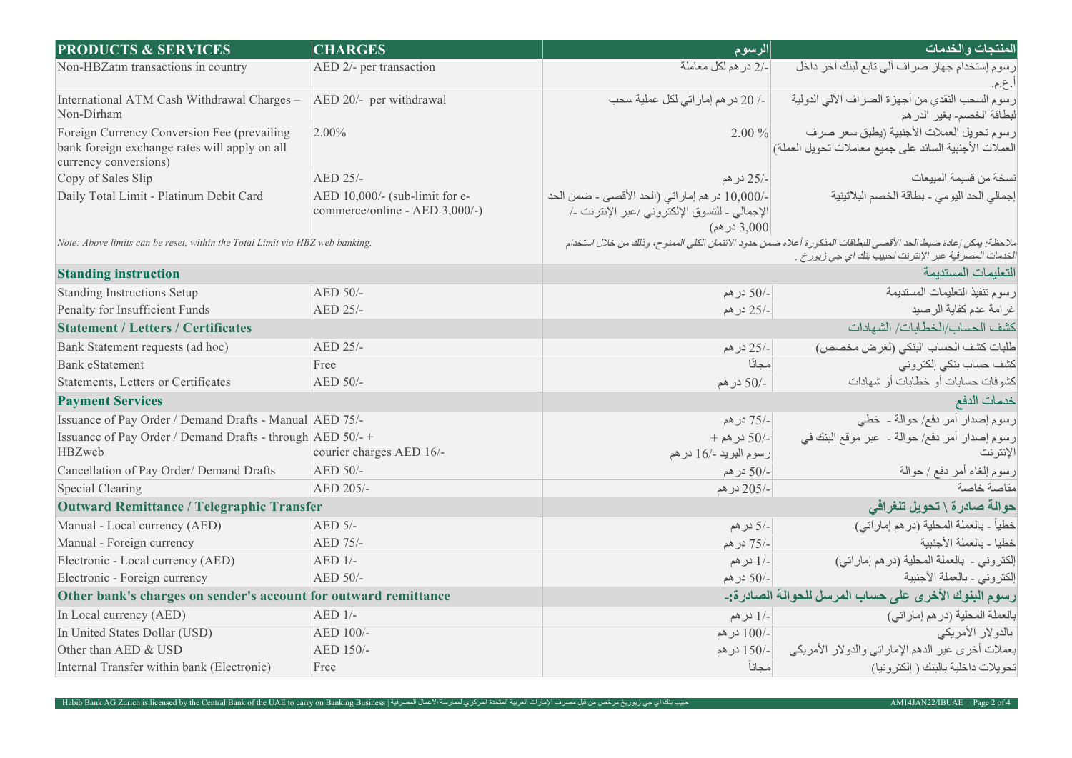| PRODUCTS & SERVICES | CHARGES | الرسوم | المنتجات والخدمات |
|---|---|---|---|
| Non-HBZatm transactions in country | AED 2/- per transaction | -/2 درهم لكل معاملة | رسوم إستخدام جهاز صراف آلي تابع لبنك آخر داخل أ.ع.م. |
| International ATM Cash Withdrawal Charges – Non-Dirham | AED 20/- per withdrawal | -/ 20 درهم إماراتي لكل عملية سحب | رسوم السحب النقدي من أجهزة الصراف الآلي الدولية لبطاقة الخصم- بغير الدرهم |
| Foreign Currency Conversion Fee (prevailing bank foreign exchange rates will apply on all currency conversions) | 2.00% | 2.00 % | رسوم تحويل العملات الأجنبية (يطبق سعر صرف العملات الأجنبية السائد على جميع معاملات تحويل العملة) |
| Copy of Sales Slip | AED 25/- | -/25 درهم | نسخة من قسيمة المبيعات |
| Daily Total Limit - Platinum Debit Card | AED 10,000/- (sub-limit for e-commerce/online - AED 3,000/-) | -/10,000 درهم إماراتي (الحد الأقصى - ضمن الحد الإجمالي - للتسوق الإلكتروني /عبر الإنترنت -/ 3,000 درهم) | إجمالي الحد اليومي - بطاقة الخصم البلاتينية |
| *Note: Above limits can be reset, within the Total Limit via HBZ web banking.* | | *ملاحظة: يمكن إعادة ضبط الحد الأقصى للبطاقات المذكورة أعلاه ضمن حدود الائتمان الكلي الممنوح، وذلك من خلال استخدام الخدمات المصرفية عبر الإنترنت لحبيب بنك اي جي زيورخ .* | |
| **Standing instruction** | | | التعليمات المستديمة |
| Standing Instructions Setup | AED 50/- | -/50 درهم | رسوم تنفيذ التعليمات المستديمة |
| Penalty for Insufficient Funds | AED 25/- | -/25 درهم | غرامة عدم كفاية الرصيد |
| **Statement / Letters / Certificates** | | | كشف الحساب/الخطابات/ الشهادات |
| Bank Statement requests (ad hoc) | AED 25/- | -/25 درهم | طلبات كشف الحساب البنكي (لغرض مخصص) |
| Bank eStatement | Free | مجانًا | كشف حساب بنكي إلكتروني |
| Statements, Letters or Certificates | AED 50/- | -/50 درهم | كشوفات حسابات أو خطابات أو شهادات |
| **Payment Services** | | | خدمات الدفع |
| Issuance of Pay Order / Demand Drafts - Manual | AED 75/- | -/75 درهم | رسوم إصدار أمر دفع/ حوالة - خطي |
| Issuance of Pay Order / Demand Drafts - through HBZweb | AED 50/- + courier charges AED 16/- | -/50 درهم + رسوم البريد -/16 درهم | رسوم إصدار أمر دفع/ حوالة - عبر موقع البنك في الإنترنت |
| Cancellation of Pay Order/ Demand Drafts | AED 50/- | -/50 درهم | رسوم إلغاء أمر دفع / حوالة |
| Special Clearing | AED 205/- | -/205 درهم | مقاصة خاصة |
| **Outward Remittance / Telegraphic Transfer** | | | **حوالة صادرة \ تحويل تلغرافي** |
| Manual - Local currency (AED) | AED 5/- | -/5 درهم | خطياً - بالعملة المحلية (درهم إماراتي) |
| Manual - Foreign currency | AED 75/- | -/75 درهم | خطيا - بالعملة الأجنبية |
| Electronic - Local currency (AED) | AED 1/- | -/1 درهم | إلكتروني - بالعملة المحلية (درهم إماراتي) |
| Electronic - Foreign currency | AED 50/- | -/50 درهم | إلكتروني - بالعملة الأجنبية |
| **Other bank's charges on sender's account for outward remittance** | | | **رسوم البنوك الأخرى على حساب المرسل للحوالة الصادرة:-** |
| In Local currency (AED) | AED 1/- | -/1 درهم | بالعملة المحلية (درهم إماراتي) |
| In United States Dollar (USD) | AED 100/- | -/100 درهم | بالدولار الأمريكي |
| Other than AED & USD | AED 150/- | -/150 درهم | بعملات أخرى غير الدهم الإماراتي والدولار الأمريكي |
| Internal Transfer within bank (Electronic) | Free | مجاناً | تحويلات داخلية بالبنك ( إلكترونيا) |

Habib Bank AG Zurich is licensed by the Central Bank of the UAE to carry on Banking Business | حبيب بنك اي جي زيوريخ مرخص من قبل مصرف الإمارات العربية المتحدة المركزي لممارسة الاعمال المصرفية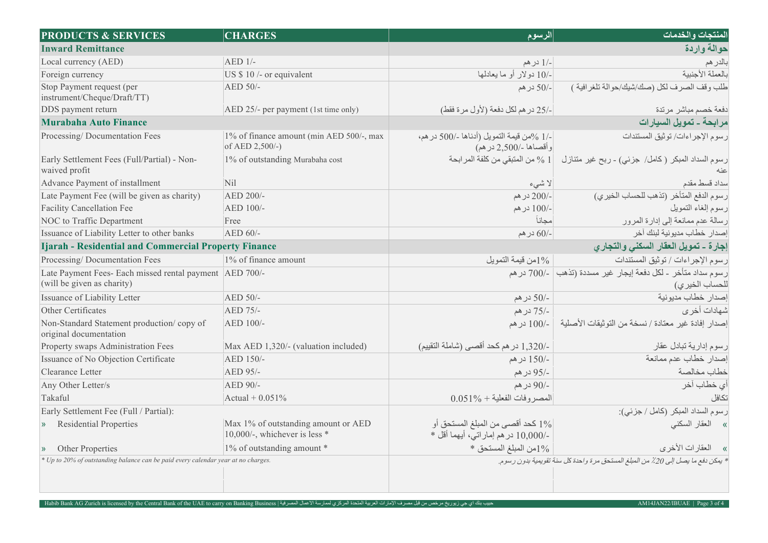| PRODUCTS & SERVICES | CHARGES | الرسوم | المنتجات والخدمات |
|---|---|---|---|
| **Inward Remittance** | | | **حوالة واردة** |
| Local currency (AED) | AED 1/- | -/1 درهم | بالدرهم |
| Foreign currency | US $ 10 /- or equivalent | -/10 دولار أو ما يعادلها | بالعملة الأجنبية |
| Stop Payment request (per instrument/Cheque/Draft/TT) | AED 50/- | -/50 درهم | طلب وقف الصرف لكل (صك/شيك/حوالة تلغرافية ) |
| DDS payment return | AED 25/- per payment (1st time only) | -/25 درهم لكل دفعة (لأول مرة فقط) | دفعة خصم مباشر مرتدة |
| **Murabaha Auto Finance** | | | **مرابحة - تمويل السيارات** |
| Processing/ Documentation Fees | 1% of finance amount (min AED 500/-, max of AED 2,500/-) | -/1 %من قيمة التمويل (أدناها -/500 درهم، وأقصاها -/2,500 درهم) | رسوم الإجراءات/ توثيق المستندات |
| Early Settlement Fees (Full/Partial) - Non-waived profit | 1% of outstanding Murabaha cost | 1 % من المتبقي من كلفة المرابحة | رسوم السداد المبكر ( كامل/ جزئي) - ربح غير متنازل عنه |
| Advance Payment of installment | Nil | لا شيء | سداد قسط مقدم |
| Late Payment Fee (will be given as charity) | AED 200/- | -/200 درهم | رسوم الدفع المتأخر (تذهب للحساب الخيري) |
| Facility Cancellation Fee | AED 100/- | -/100 درهم | رسوم إلغاء التمويل |
| NOC to Traffic Department | Free | مجاناً | رسالة عدم ممانعة إلى إدارة المرور |
| Issuance of Liability Letter to other banks | AED 60/- | -/60 درهم | إصدار خطاب مديونية لبنك آخر |
| **Ijarah - Residential and Commercial Property Finance** | | | **إجارة - تمويل العقار السكني والتجاري** |
| Processing/ Documentation Fees | 1% of finance amount | 1%من قيمة التمويل | رسوم الإجراءات / توثيق المستندات |
| Late Payment Fees- Each missed rental payment (will be given as charity) | AED 700/- | -/700 درهم | رسوم سداد متأخر - لكل دفعة إيجار غير مسددة (تذهب للحساب الخيري) |
| Issuance of Liability Letter | AED 50/- | -/50 درهم | إصدار خطاب مديونية |
| Other Certificates | AED 75/- | -/75 درهم | شهادات أخرى |
| Non-Standard Statement production/ copy of original documentation | AED 100/- | -/100 درهم | إصدار إفادة غير معتادة / نسخة من التوثيقات الأصلية |
| Property swaps Administration Fees | Max AED 1,320/- (valuation included) | -/1,320 درهم كحد أقصى (شاملة التقييم) | رسوم إدارية تبادل عقار |
| Issuance of No Objection Certificate | AED 150/- | -/150 درهم | إصدار خطاب عدم ممانعة |
| Clearance Letter | AED 95/- | -/95 درهم | خطاب مخالصة |
| Any Other Letter/s | AED 90/- | -/90 درهم | أي خطاب آخر |
| Takaful | Actual + 0.051% | المصروفات الفعلية + 0.051% | تكافل |
| Early Settlement Fee (Full / Partial): | | | رسوم السداد المبكر (كامل / جزئي): |
| » Residential Properties | Max 1% of outstanding amount or AED 10,000/-, whichever is less * | 1% كحد أقصى من المبلغ المستحق أو -/10,000 درهم إماراتي، أيهما أقل * | » العقار السكني |
| » Other Properties | 1% of outstanding amount * | 1%من المبلغ المستحق * | » العقارات الأخرى |

*\* Up to 20% of outstanding balance can be paid every calendar year at no charges.*

*\* يمكن دفع ما يصل إلى 20٪ من المبلغ المستحق مرة واحدة كل سنة تقويمية بدون رسوم.*

Habib Bank AG Zurich is licensed by the Central Bank of the UAE to carry on Banking Business | حبيب بنك اي جي زيوريخ مرخص من قبل مصرف الإمارات العربية المتحدة المركزي لممارسة الاعمال المصرفية

AM14JAN22/IBUAE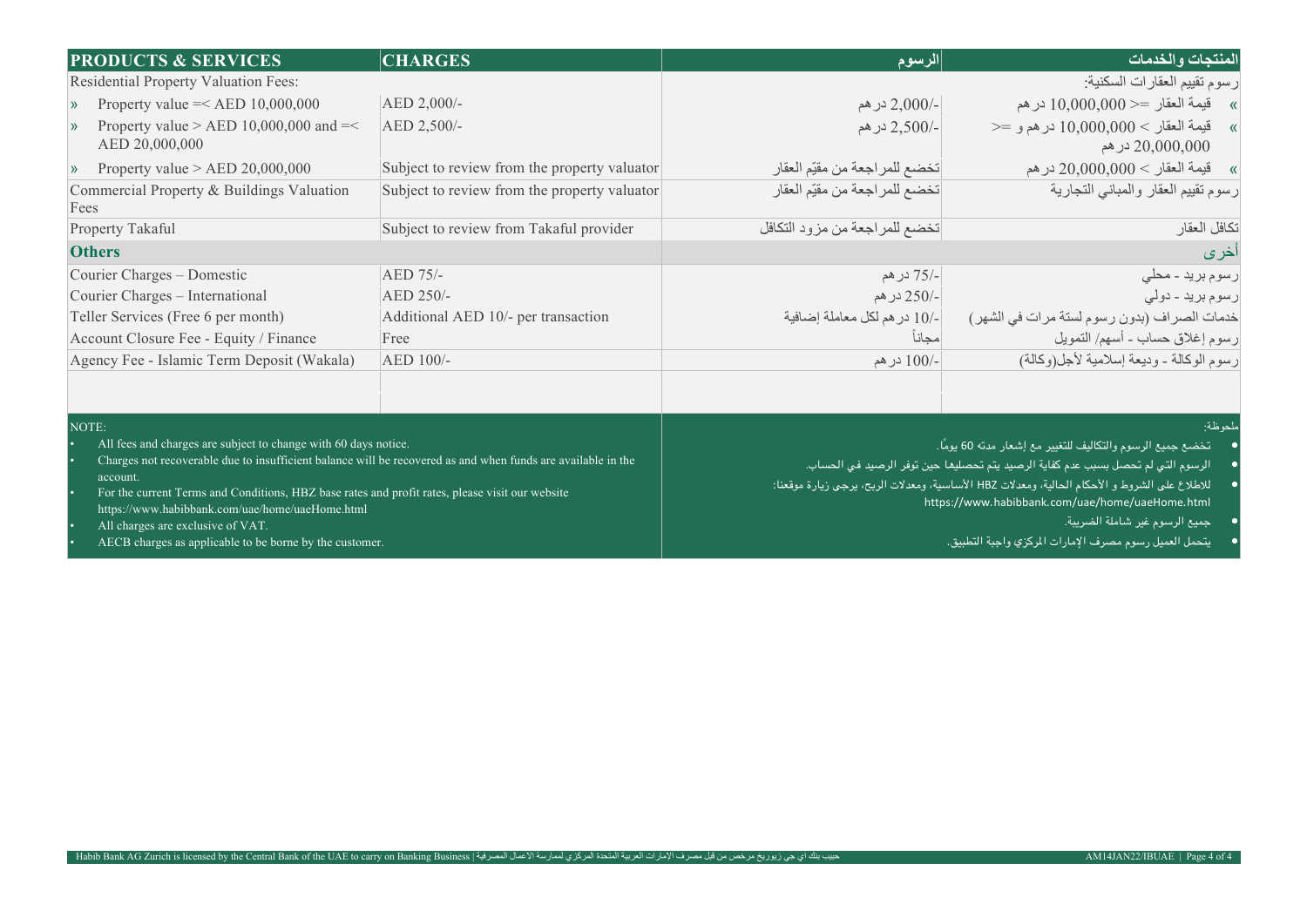| PRODUCTS & SERVICES | CHARGES | الرسوم | المنتجات والخدمات |
|---|---|---|---|
| Residential Property Valuation Fees: | | | رسوم تقييم العقارات السكنية: |
| » Property value =< AED 10,000,000 | AED 2,000/- | 2,000/- درهم | » قيمة العقار =< 10,000,000 درهم |
| » Property value > AED 10,000,000 and =< AED 20,000,000 | AED 2,500/- | 2,500/- درهم | » قيمة العقار > 10,000,000 درهم و =< 20,000,000 درهم |
| » Property value > AED 20,000,000 | Subject to review from the property valuator | تخضع للمراجعة من مقيّم العقار | » قيمة العقار > 20,000,000 درهم |
| Commercial Property & Buildings Valuation Fees | Subject to review from the property valuator | تخضع للمراجعة من مقيّم العقار | رسوم تقييم العقار والمباني التجارية |
| Property Takaful | Subject to review from Takaful provider | تخضع للمراجعة من مزود التكافل | تكافل العقار |
| **Others** | | | **أخرى** |
| Courier Charges – Domestic | AED 75/- | 75/- درهم | رسوم بريد - محلي |
| Courier Charges – International | AED 250/- | 250/- درهم | رسوم بريد - دولي |
| Teller Services (Free 6 per month) | Additional AED 10/- per transaction | 10/- درهم لكل معاملة إضافية | خدمات الصراف (بدون رسوم لستة مرات في الشهر) |
| Account Closure Fee - Equity / Finance | Free | مجاناً | رسوم إغلاق حساب - أسهم/ التمويل |
| Agency Fee - Islamic Term Deposit (Wakala) | AED 100/- | 100/- درهم | رسوم الوكالة - وديعة إسلامية لأجل(وكالة) |

NOTE:

- All fees and charges are subject to change with 60 days notice.
- Charges not recoverable due to insufficient balance will be recovered as and when funds are available in the account.
- For the current Terms and Conditions, HBZ base rates and profit rates, please visit our website https://www.habibbank.com/uae/home/uaeHome.html
- All charges are exclusive of VAT.
- AECB charges as applicable to be borne by the customer.

ملحوظة:

- تخضع جميع الرسوم والتكاليف للتغيير مع إشعار مدته 60 يومًا.
- الرسوم التي لم تحصل بسبب عدم كفاية الرصيد يتم تحصيلها حين توفر الرصيد في الحساب.
- للاطلاع على الشروط و الأحكام الحالية، ومعدلات HBZ الأساسية، ومعدلات الربح، يرجى زيارة موقعنا: https://www.habibbank.com/uae/home/uaeHome.html
- جميع الرسوم غير شاملة الضريبة.
- يتحمل العميل رسوم مصرف الإمارات المركزي واجبة التطبيق.

Habib Bank AG Zurich is licensed by the Central Bank of the UAE to carry on Banking Business | حبيب بنك اي جي زيوريخ مرخص من قبل مصرف الإمارات العربية المتحدة المركزي لممارسة الاعمال المصرفية

AM14JAN22/IBUAE